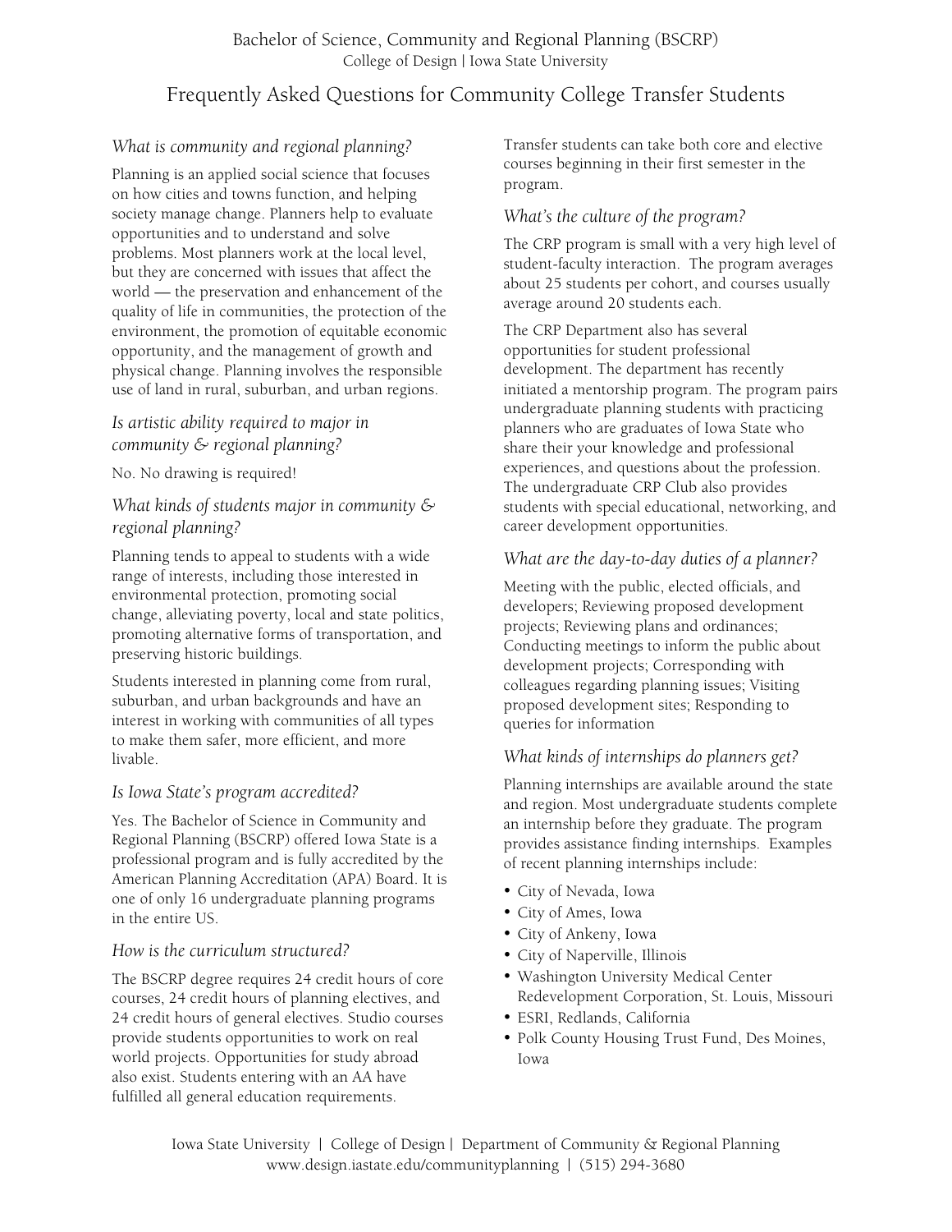# Bachelor of Science, Community and Regional Planning (BSCRP)

College of Design | Iowa State University

## Frequently Asked Questions for Community College Transfer Students

### *What is community and regional planning?*

Planning is an applied social science that focuses on how cities and towns function, and helping society manage change. Planners help to evaluate opportunities and to understand and solve problems. Most planners work at the local level, but they are concerned with issues that affect the world — the preservation and enhancement of the quality of life in communities, the protection of the environment, the promotion of equitable economic opportunity, and the management of growth and physical change. Planning involves the responsible use of land in rural, suburban, and urban regions.

### *Is artistic ability required to major in community & regional planning?*

No. No drawing is required!

### *What kinds of students major in community & regional planning?*

Planning tends to appeal to students with a wide range of interests, including those interested in environmental protection, promoting social change, alleviating poverty, local and state politics, promoting alternative forms of transportation, and preserving historic buildings.

Students interested in planning come from rural, suburban, and urban backgrounds and have an interest in working with communities of all types to make them safer, more efficient, and more livable.

### *Is Iowa State's program accredited?*

Yes. The Bachelor of Science in Community and Regional Planning (BSCRP) offered Iowa State is a professional program and is fully accredited by the American Planning Accreditation (APA) Board. It is one of only 16 undergraduate planning programs in the entire US.

### *How is the curriculum structured?*

The BSCRP degree requires 24 credit hours of core courses, 24 credit hours of planning electives, and 24 credit hours of general electives. Studio courses provide students opportunities to work on real world projects. Opportunities for study abroad also exist. Students entering with an AA have fulfilled all general education requirements.

Transfer students can take both core and elective courses beginning in their first semester in the program.

### *What's the culture of the program?*

The CRP program is small with a very high level of student-faculty interaction. The program averages about 25 students per cohort, and courses usually average around 20 students each.

The CRP Department also has several opportunities for student professional development. The department has recently initiated a mentorship program. The program pairs undergraduate planning students with practicing planners who are graduates of Iowa State who share their your knowledge and professional experiences, and questions about the profession. The undergraduate CRP Club also provides students with special educational, networking, and career development opportunities.

### *What are the day-to-day duties of a planner?*

Meeting with the public, elected officials, and developers; Reviewing proposed development projects; Reviewing plans and ordinances; Conducting meetings to inform the public about development projects; Corresponding with colleagues regarding planning issues; Visiting proposed development sites; Responding to queries for information

### *What kinds of internships do planners get?*

Planning internships are available around the state and region. Most undergraduate students complete an internship before they graduate. The program provides assistance finding internships. Examples of recent planning internships include:

- City of Nevada, Iowa
- City of Ames, Iowa
- City of Ankeny, Iowa
- City of Naperville, Illinois
- Washington University Medical Center Redevelopment Corporation, St. Louis, Missouri
- ESRI, Redlands, California
- Polk County Housing Trust Fund, Des Moines, Iowa

Iowa State University | College of Design | Department of Community & Regional Planning
www.design.iastate.edu/communityplanning | (515) 294-3680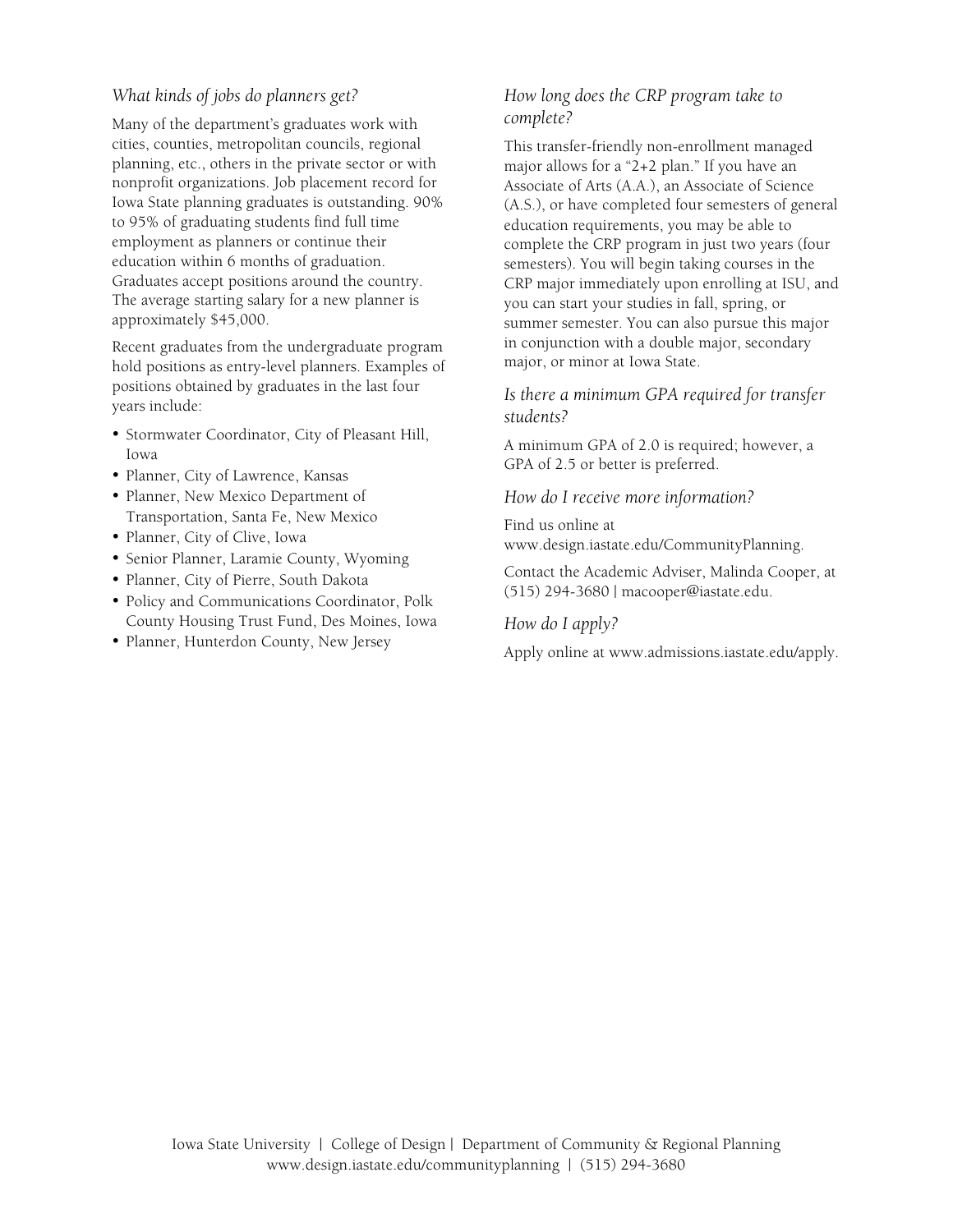*What kinds of jobs do planners get?*

Many of the department's graduates work with cities, counties, metropolitan councils, regional planning, etc., others in the private sector or with nonprofit organizations. Job placement record for Iowa State planning graduates is outstanding. 90% to 95% of graduating students find full time employment as planners or continue their education within 6 months of graduation. Graduates accept positions around the country. The average starting salary for a new planner is approximately $45,000.

Recent graduates from the undergraduate program hold positions as entry-level planners. Examples of positions obtained by graduates in the last four years include:

- Stormwater Coordinator, City of Pleasant Hill, Iowa
- Planner, City of Lawrence, Kansas
- Planner, New Mexico Department of Transportation, Santa Fe, New Mexico
- Planner, City of Clive, Iowa
- Senior Planner, Laramie County, Wyoming
- Planner, City of Pierre, South Dakota
- Policy and Communications Coordinator, Polk County Housing Trust Fund, Des Moines, Iowa
- Planner, Hunterdon County, New Jersey

*How long does the CRP program take to complete?*

This transfer-friendly non-enrollment managed major allows for a "2+2 plan." If you have an Associate of Arts (A.A.), an Associate of Science (A.S.), or have completed four semesters of general education requirements, you may be able to complete the CRP program in just two years (four semesters). You will begin taking courses in the CRP major immediately upon enrolling at ISU, and you can start your studies in fall, spring, or summer semester. You can also pursue this major in conjunction with a double major, secondary major, or minor at Iowa State.

*Is there a minimum GPA required for transfer students?*

A minimum GPA of 2.0 is required; however, a GPA of 2.5 or better is preferred.

*How do I receive more information?*

Find us online at www.design.iastate.edu/CommunityPlanning.

Contact the Academic Adviser, Malinda Cooper, at (515) 294-3680 | macooper@iastate.edu.

*How do I apply?*

Apply online at www.admissions.iastate.edu/apply.

Iowa State University | College of Design | Department of Community & Regional Planning
www.design.iastate.edu/communityplanning | (515) 294-3680